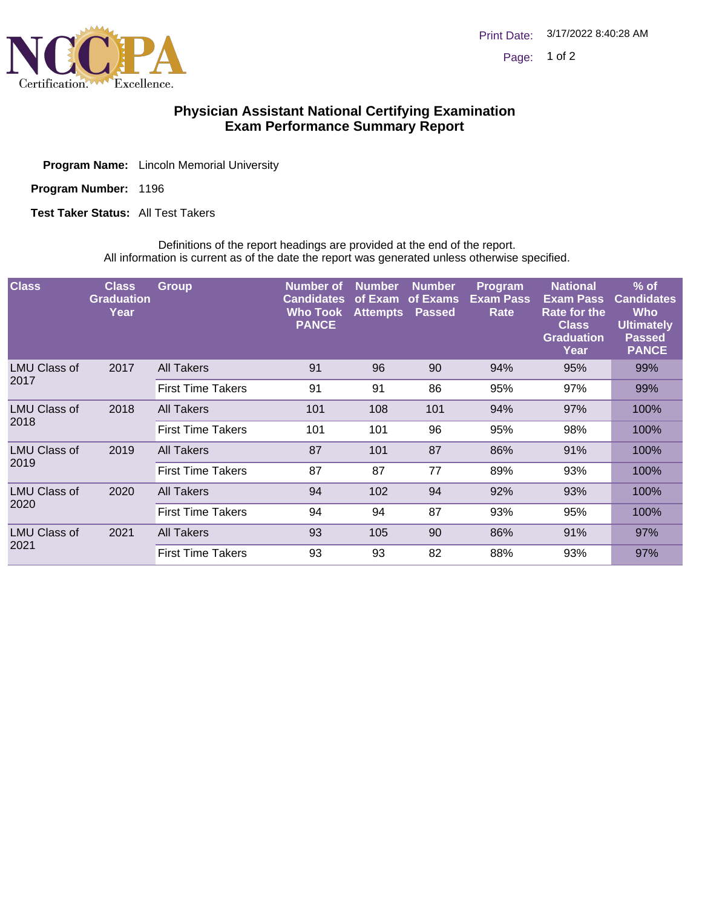# Physician Assistant National Certifying Examination
## Exam Performance Summary Report

**Program Name:** Lincoln Memorial University

**Program Number:** 1196

**Test Taker Status:** All Test Takers

Definitions of the report headings are provided at the end of the report.
All information is current as of the date the report was generated unless otherwise specified.

| Class | Class Graduation Year | Group | Number of Candidates Who Took PANCE | Number of Exam Attempts | Number of Exams Passed | Program Exam Pass Rate | National Exam Pass Rate for the Class Graduation Year | % of Candidates Who Ultimately Passed PANCE |
|---|---|---|---|---|---|---|---|---|
| LMU Class of 2017 | 2017 | All Takers | 91 | 96 | 90 | 94% | 95% | 99% |
| | | First Time Takers | 91 | 91 | 86 | 95% | 97% | 99% |
| LMU Class of 2018 | 2018 | All Takers | 101 | 108 | 101 | 94% | 97% | 100% |
| | | First Time Takers | 101 | 101 | 96 | 95% | 98% | 100% |
| LMU Class of 2019 | 2019 | All Takers | 87 | 101 | 87 | 86% | 91% | 100% |
| | | First Time Takers | 87 | 87 | 77 | 89% | 93% | 100% |
| LMU Class of 2020 | 2020 | All Takers | 94 | 102 | 94 | 92% | 93% | 100% |
| | | First Time Takers | 94 | 94 | 87 | 93% | 95% | 100% |
| LMU Class of 2021 | 2021 | All Takers | 93 | 105 | 90 | 86% | 91% | 97% |
| | | First Time Takers | 93 | 93 | 82 | 88% | 93% | 97% |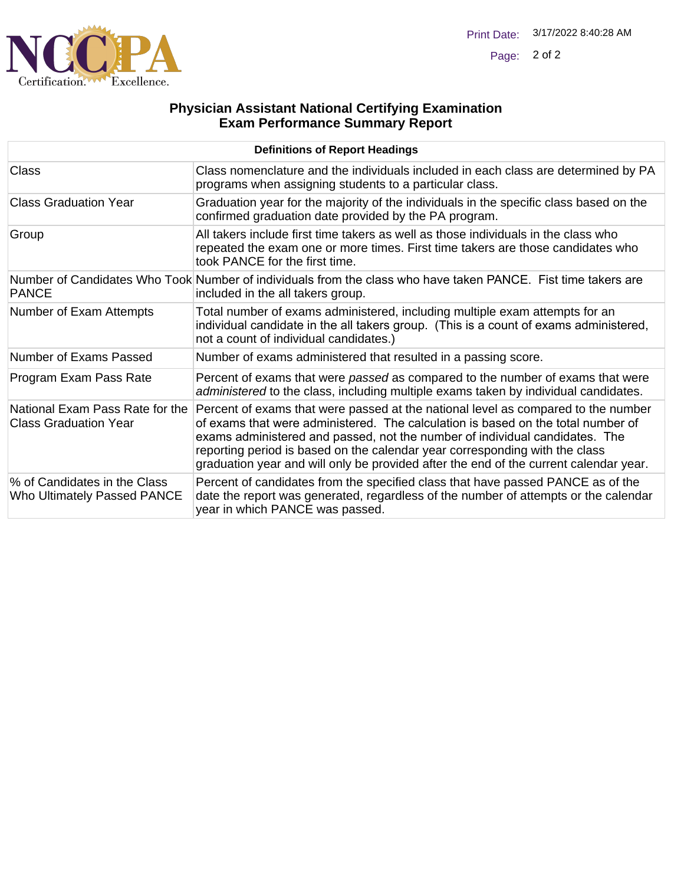# Physician Assistant National Certifying Examination
## Exam Performance Summary Report

| Definitions of Report Headings | |
|---|---|
| Class | Class nomenclature and the individuals included in each class are determined by PA programs when assigning students to a particular class. |
| Class Graduation Year | Graduation year for the majority of the individuals in the specific class based on the confirmed graduation date provided by the PA program. |
| Group | All takers include first time takers as well as those individuals in the class who repeated the exam one or more times. First time takers are those candidates who took PANCE for the first time. |
| Number of Candidates Who Took PANCE | Number of individuals from the class who have taken PANCE. Fist time takers are included in the all takers group. |
| Number of Exam Attempts | Total number of exams administered, including multiple exam attempts for an individual candidate in the all takers group. (This is a count of exams administered, not a count of individual candidates.) |
| Number of Exams Passed | Number of exams administered that resulted in a passing score. |
| Program Exam Pass Rate | Percent of exams that were *passed* as compared to the number of exams that were *administered* to the class, including multiple exams taken by individual candidates. |
| National Exam Pass Rate for the Class Graduation Year | Percent of exams that were passed at the national level as compared to the number of exams that were administered. The calculation is based on the total number of exams administered and passed, not the number of individual candidates. The reporting period is based on the calendar year corresponding with the class graduation year and will only be provided after the end of the current calendar year. |
| % of Candidates in the Class Who Ultimately Passed PANCE | Percent of candidates from the specified class that have passed PANCE as of the date the report was generated, regardless of the number of attempts or the calendar year in which PANCE was passed. |